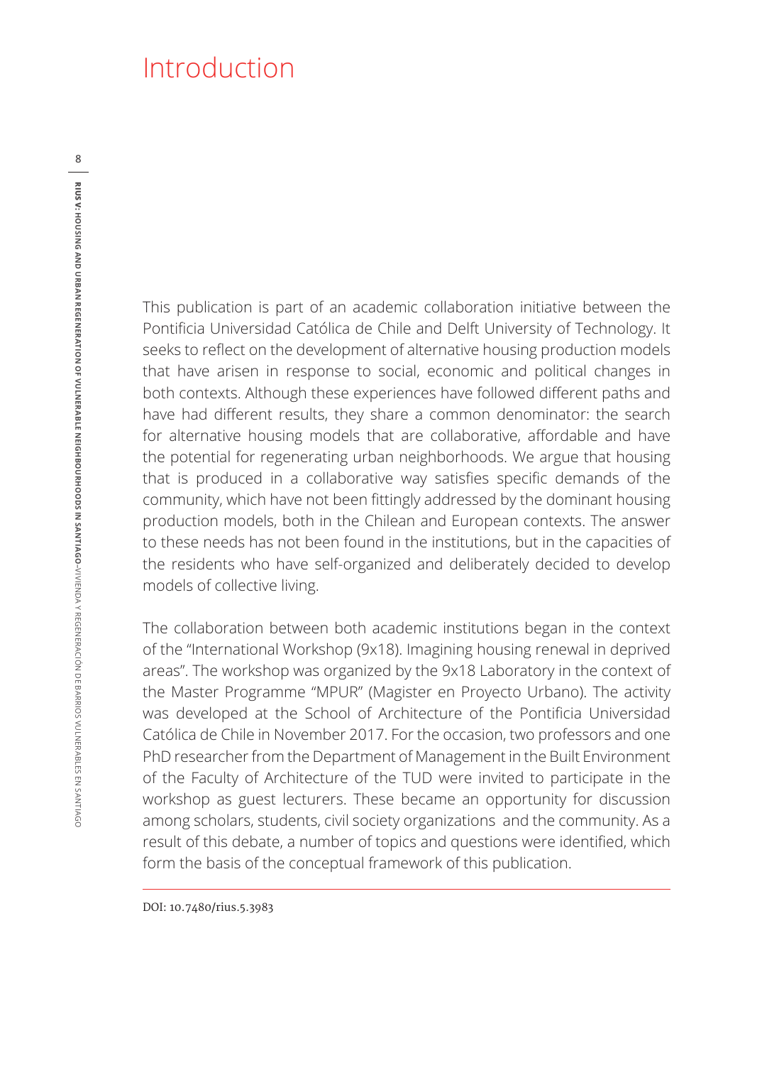# Introduction

This publication is part of an academic collaboration initiative between the Pontificia Universidad Católica de Chile and Delft University of Technology. It seeks to reflect on the development of alternative housing production models that have arisen in response to social, economic and political changes in both contexts. Although these experiences have followed different paths and have had different results, they share a common denominator: the search for alternative housing models that are collaborative, affordable and have the potential for regenerating urban neighborhoods. We argue that housing that is produced in a collaborative way satisfies specific demands of the community, which have not been fittingly addressed by the dominant housing production models, both in the Chilean and European contexts. The answer to these needs has not been found in the institutions, but in the capacities of the residents who have self-organized and deliberately decided to develop models of collective living.

The collaboration between both academic institutions began in the context of the "International Workshop (9x18). Imagining housing renewal in deprived areas". The workshop was organized by the 9x18 Laboratory in the context of the Master Programme "MPUR" (Magister en Proyecto Urbano). The activity was developed at the School of Architecture of the Pontificia Universidad Católica de Chile in November 2017. For the occasion, two professors and one PhD researcher from the Department of Management in the Built Environment of the Faculty of Architecture of the TUD were invited to participate in the workshop as guest lecturers. These became an opportunity for discussion among scholars, students, civil society organizations and the community. As a result of this debate, a number of topics and questions were identified, which form the basis of the conceptual framework of this publication.

DOI: 10.7480/rius.5.3983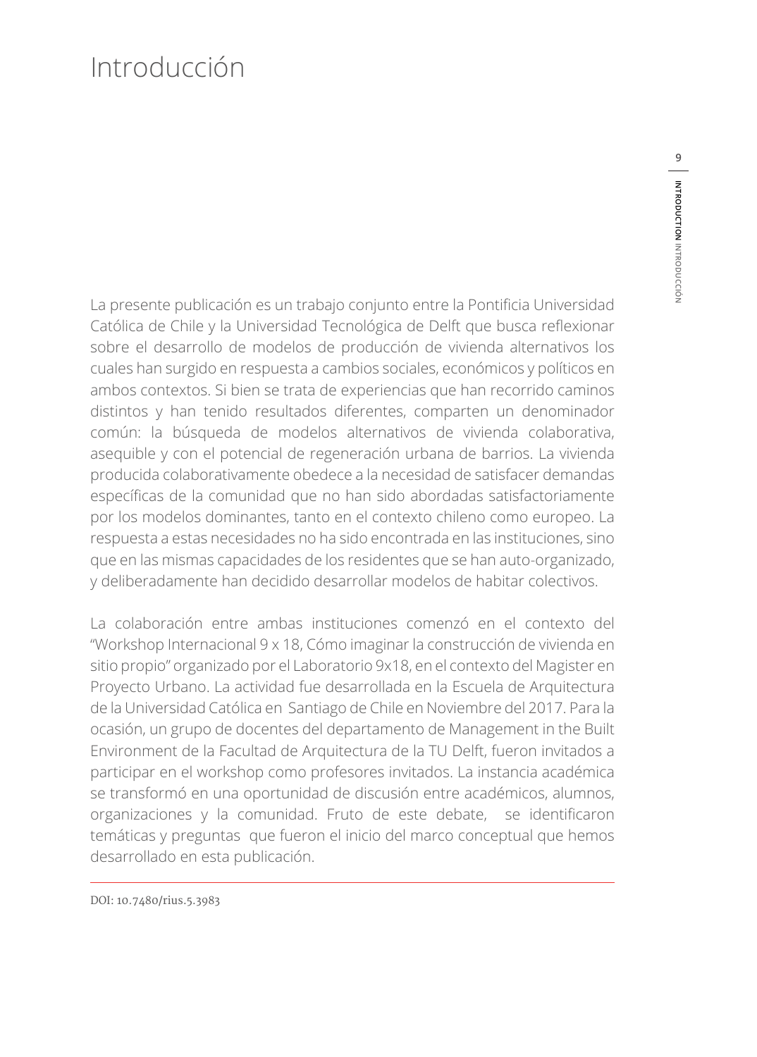# Introducción

La presente publicación es un trabajo conjunto entre la Pontificia Universidad Católica de Chile y la Universidad Tecnológica de Delft que busca reflexionar sobre el desarrollo de modelos de producción de vivienda alternativos los cuales han surgido en respuesta a cambios sociales, económicos y políticos en ambos contextos. Si bien se trata de experiencias que han recorrido caminos distintos y han tenido resultados diferentes, comparten un denominador común: la búsqueda de modelos alternativos de vivienda colaborativa, asequible y con el potencial de regeneración urbana de barrios. La vivienda producida colaborativamente obedece a la necesidad de satisfacer demandas específicas de la comunidad que no han sido abordadas satisfactoriamente por los modelos dominantes, tanto en el contexto chileno como europeo. La respuesta a estas necesidades no ha sido encontrada en las instituciones, sino que en las mismas capacidades de los residentes que se han auto-organizado, y deliberadamente han decidido desarrollar modelos de habitar colectivos.

La colaboración entre ambas instituciones comenzó en el contexto del "Workshop Internacional 9 x 18, Cómo imaginar la construcción de vivienda en sitio propio" organizado por el Laboratorio 9x18, en el contexto del Magister en Proyecto Urbano. La actividad fue desarrollada en la Escuela de Arquitectura de la Universidad Católica en Santiago de Chile en Noviembre del 2017. Para la ocasión, un grupo de docentes del departamento de Management in the Built Environment de la Facultad de Arquitectura de la TU Delft, fueron invitados a participar en el workshop como profesores invitados. La instancia académica se transformó en una oportunidad de discusión entre académicos, alumnos, organizaciones y la comunidad. Fruto de este debate, se identificaron temáticas y preguntas que fueron el inicio del marco conceptual que hemos desarrollado en esta publicación.

DOI: 10.7480/rius.5.3983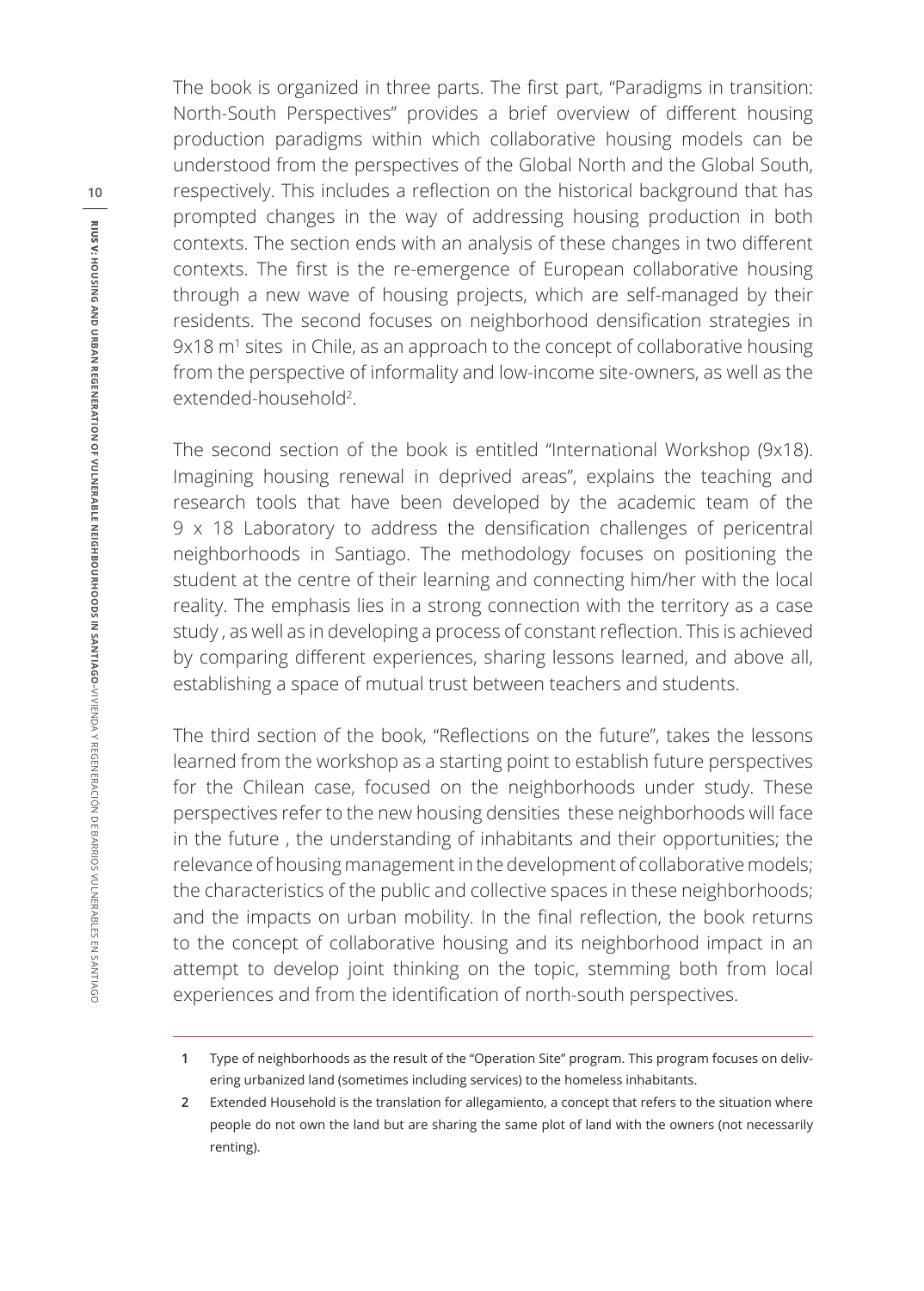The book is organized in three parts. The first part, "Paradigms in transition: North-South Perspectives" provides a brief overview of different housing production paradigms within which collaborative housing models can be understood from the perspectives of the Global North and the Global South, respectively. This includes a reflection on the historical background that has prompted changes in the way of addressing housing production in both contexts. The section ends with an analysis of these changes in two different contexts. The first is the re-emergence of European collaborative housing through a new wave of housing projects, which are self-managed by their residents. The second focuses on neighborhood densification strategies in 9x18 m[1] sites in Chile, as an approach to the concept of collaborative housing from the perspective of informality and low-income site-owners, as well as the extended-household[2].

The second section of the book is entitled "International Workshop (9x18). Imagining housing renewal in deprived areas", explains the teaching and research tools that have been developed by the academic team of the 9 x 18 Laboratory to address the densification challenges of pericentral neighborhoods in Santiago. The methodology focuses on positioning the student at the centre of their learning and connecting him/her with the local reality. The emphasis lies in a strong connection with the territory as a case study , as well as in developing a process of constant reflection. This is achieved by comparing different experiences, sharing lessons learned, and above all, establishing a space of mutual trust between teachers and students.

The third section of the book, "Reflections on the future", takes the lessons learned from the workshop as a starting point to establish future perspectives for the Chilean case, focused on the neighborhoods under study. These perspectives refer to the new housing densities these neighborhoods will face in the future , the understanding of inhabitants and their opportunities; the relevance of housing management in the development of collaborative models; the characteristics of the public and collective spaces in these neighborhoods; and the impacts on urban mobility. In the final reflection, the book returns to the concept of collaborative housing and its neighborhood impact in an attempt to develop joint thinking on the topic, stemming both from local experiences and from the identification of north-south perspectives.

---

1 Type of neighborhoods as the result of the "Operation Site" program. This program focuses on delivering urbanized land (sometimes including services) to the homeless inhabitants.

2 Extended Household is the translation for allegamiento, a concept that refers to the situation where people do not own the land but are sharing the same plot of land with the owners (not necessarily renting).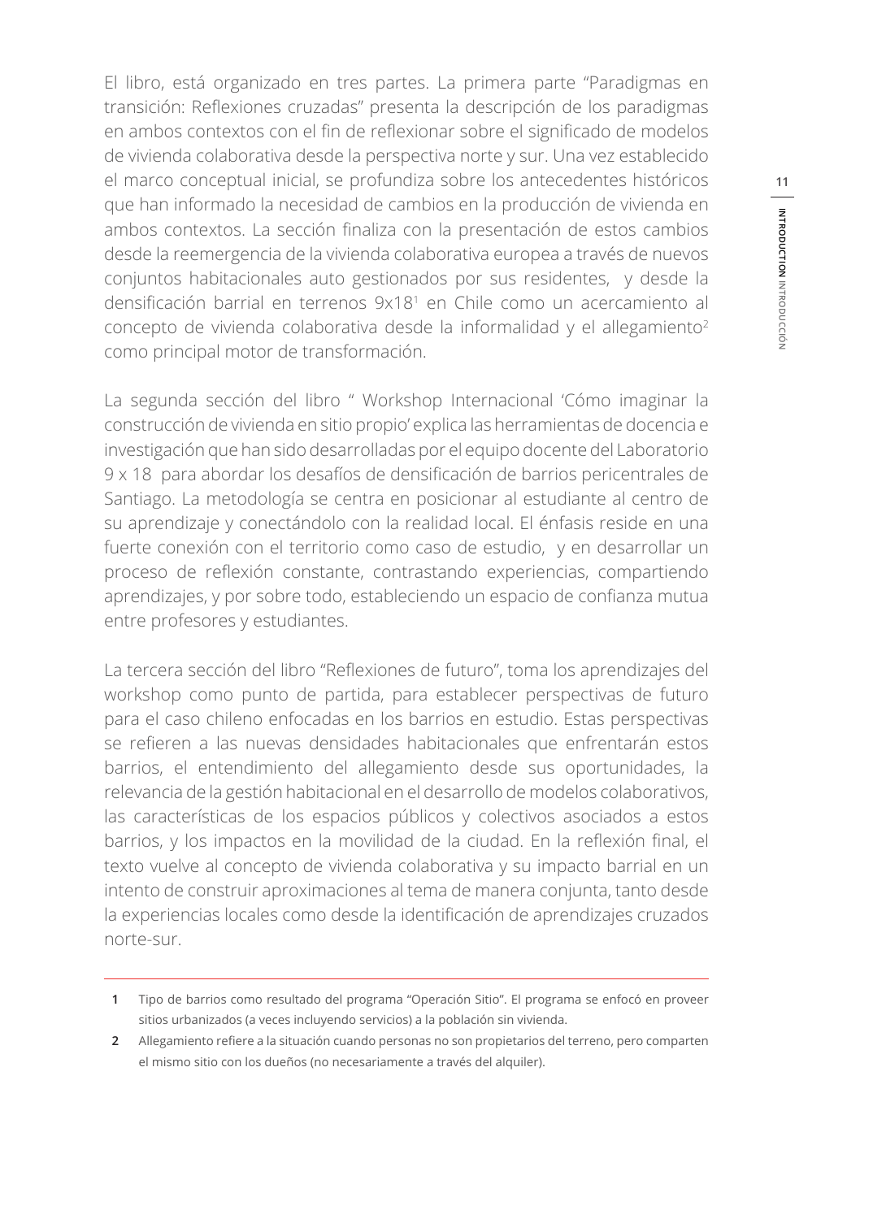El libro, está organizado en tres partes. La primera parte "Paradigmas en transición: Reflexiones cruzadas" presenta la descripción de los paradigmas en ambos contextos con el fin de reflexionar sobre el significado de modelos de vivienda colaborativa desde la perspectiva norte y sur. Una vez establecido el marco conceptual inicial, se profundiza sobre los antecedentes históricos que han informado la necesidad de cambios en la producción de vivienda en ambos contextos. La sección finaliza con la presentación de estos cambios desde la reemergencia de la vivienda colaborativa europea a través de nuevos conjuntos habitacionales auto gestionados por sus residentes, y desde la densificación barrial en terrenos 9x18[1] en Chile como un acercamiento al concepto de vivienda colaborativa desde la informalidad y el allegamiento[2] como principal motor de transformación.

La segunda sección del libro " Workshop Internacional 'Cómo imaginar la construcción de vivienda en sitio propio' explica las herramientas de docencia e investigación que han sido desarrolladas por el equipo docente del Laboratorio 9 x 18 para abordar los desafíos de densificación de barrios pericentrales de Santiago. La metodología se centra en posicionar al estudiante al centro de su aprendizaje y conectándolo con la realidad local. El énfasis reside en una fuerte conexión con el territorio como caso de estudio, y en desarrollar un proceso de reflexión constante, contrastando experiencias, compartiendo aprendizajes, y por sobre todo, estableciendo un espacio de confianza mutua entre profesores y estudiantes.

La tercera sección del libro "Reflexiones de futuro", toma los aprendizajes del workshop como punto de partida, para establecer perspectivas de futuro para el caso chileno enfocadas en los barrios en estudio. Estas perspectivas se refieren a las nuevas densidades habitacionales que enfrentarán estos barrios, el entendimiento del allegamiento desde sus oportunidades, la relevancia de la gestión habitacional en el desarrollo de modelos colaborativos, las características de los espacios públicos y colectivos asociados a estos barrios, y los impactos en la movilidad de la ciudad. En la reflexión final, el texto vuelve al concepto de vivienda colaborativa y su impacto barrial en un intento de construir aproximaciones al tema de manera conjunta, tanto desde la experiencias locales como desde la identificación de aprendizajes cruzados norte-sur.

---

1 Tipo de barrios como resultado del programa "Operación Sitio". El programa se enfocó en proveer sitios urbanizados (a veces incluyendo servicios) a la población sin vivienda.

2 Allegamiento refiere a la situación cuando personas no son propietarios del terreno, pero comparten el mismo sitio con los dueños (no necesariamente a través del alquiler).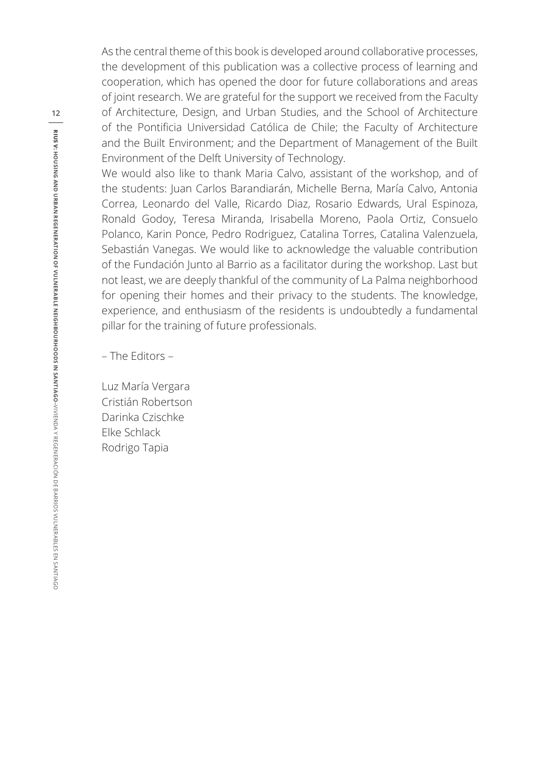As the central theme of this book is developed around collaborative processes, the development of this publication was a collective process of learning and cooperation, which has opened the door for future collaborations and areas of joint research. We are grateful for the support we received from the Faculty of Architecture, Design, and Urban Studies, and the School of Architecture of the Pontificia Universidad Católica de Chile; the Faculty of Architecture and the Built Environment; and the Department of Management of the Built Environment of the Delft University of Technology.

We would also like to thank Maria Calvo, assistant of the workshop, and of the students: Juan Carlos Barandiarán, Michelle Berna, María Calvo, Antonia Correa, Leonardo del Valle, Ricardo Diaz, Rosario Edwards, Ural Espinoza, Ronald Godoy, Teresa Miranda, Irisabella Moreno, Paola Ortiz, Consuelo Polanco, Karin Ponce, Pedro Rodriguez, Catalina Torres, Catalina Valenzuela, Sebastián Vanegas. We would like to acknowledge the valuable contribution of the Fundación Junto al Barrio as a facilitator during the workshop. Last but not least, we are deeply thankful of the community of La Palma neighborhood for opening their homes and their privacy to the students. The knowledge, experience, and enthusiasm of the residents is undoubtedly a fundamental pillar for the training of future professionals.

– The Editors –

Luz María Vergara
Cristián Robertson
Darinka Czischke
Elke Schlack
Rodrigo Tapia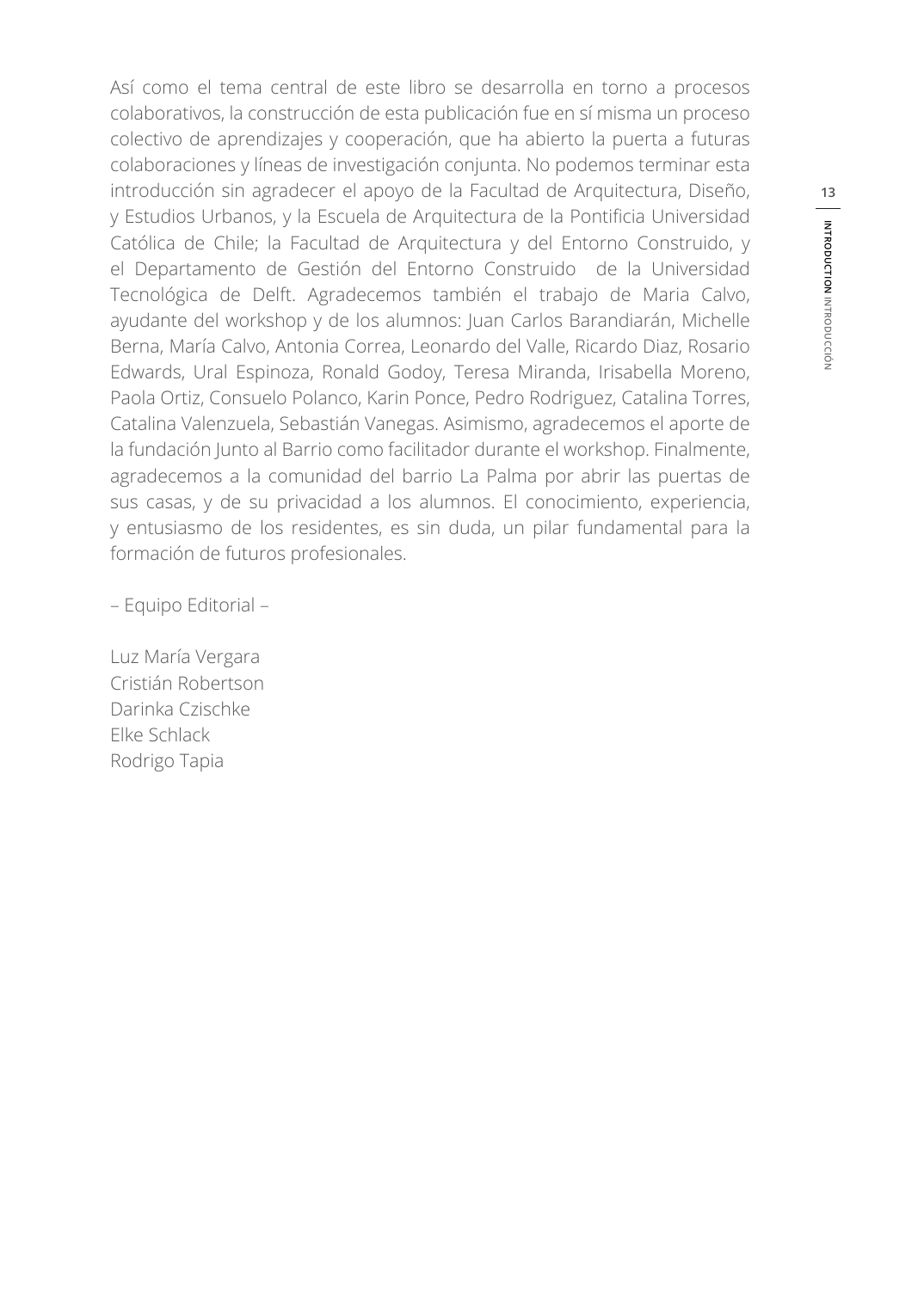Así como el tema central de este libro se desarrolla en torno a procesos colaborativos, la construcción de esta publicación fue en sí misma un proceso colectivo de aprendizajes y cooperación, que ha abierto la puerta a futuras colaboraciones y líneas de investigación conjunta. No podemos terminar esta introducción sin agradecer el apoyo de la Facultad de Arquitectura, Diseño, y Estudios Urbanos, y la Escuela de Arquitectura de la Pontificia Universidad Católica de Chile; la Facultad de Arquitectura y del Entorno Construido, y el Departamento de Gestión del Entorno Construido de la Universidad Tecnológica de Delft. Agradecemos también el trabajo de Maria Calvo, ayudante del workshop y de los alumnos: Juan Carlos Barandiarán, Michelle Berna, María Calvo, Antonia Correa, Leonardo del Valle, Ricardo Diaz, Rosario Edwards, Ural Espinoza, Ronald Godoy, Teresa Miranda, Irisabella Moreno, Paola Ortiz, Consuelo Polanco, Karin Ponce, Pedro Rodriguez, Catalina Torres, Catalina Valenzuela, Sebastián Vanegas. Asimismo, agradecemos el aporte de la fundación Junto al Barrio como facilitador durante el workshop. Finalmente, agradecemos a la comunidad del barrio La Palma por abrir las puertas de sus casas, y de su privacidad a los alumnos. El conocimiento, experiencia, y entusiasmo de los residentes, es sin duda, un pilar fundamental para la formación de futuros profesionales.

– Equipo Editorial –

Luz María Vergara
Cristián Robertson
Darinka Czischke
Elke Schlack
Rodrigo Tapia